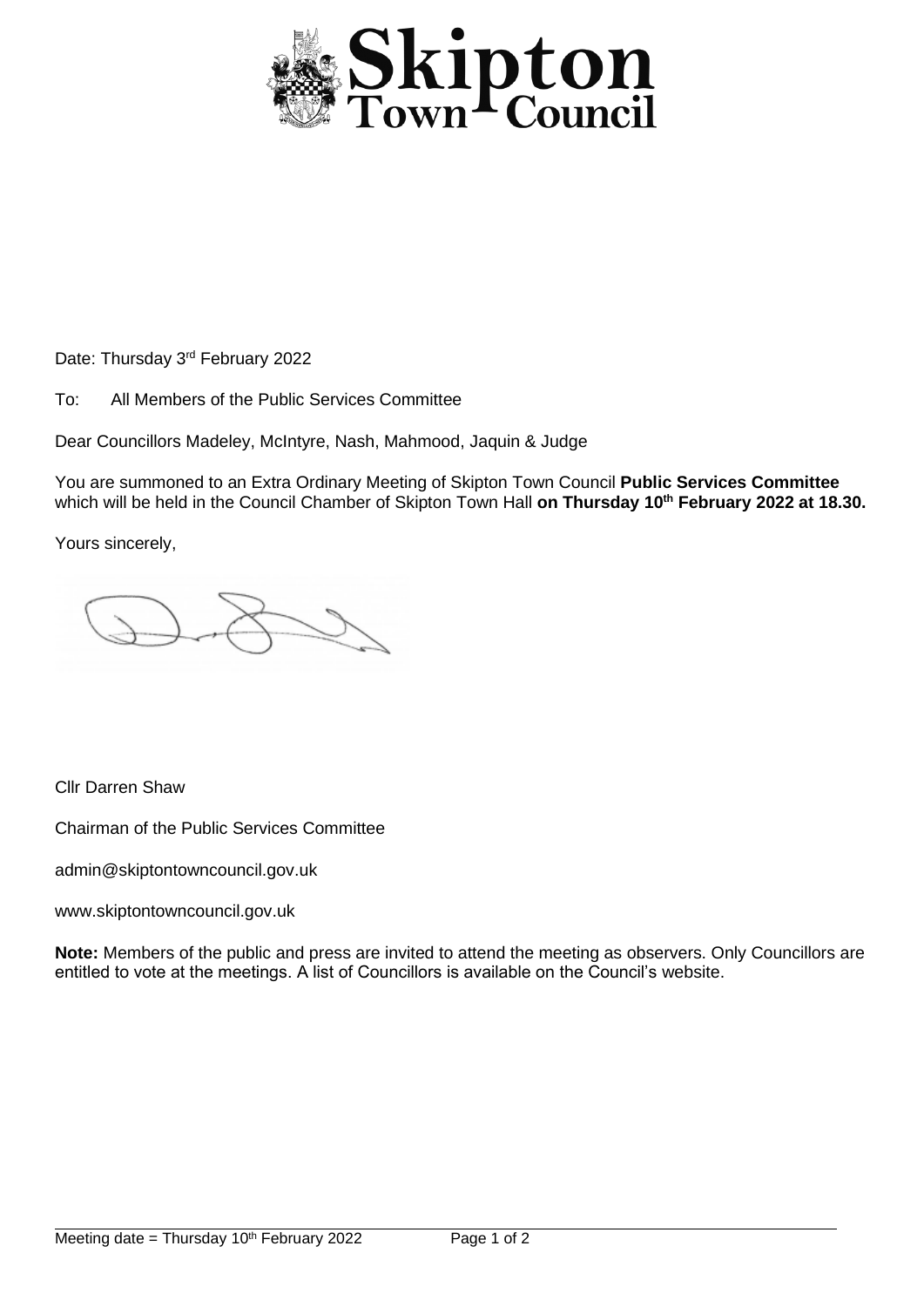# Skipton Town Council

Date: Thursday 3rd February 2022

To: All Members of the Public Services Committee

Dear Councillors Madeley, McIntyre, Nash, Mahmood, Jaquin & Judge

You are summoned to an Extra Ordinary Meeting of Skipton Town Council **Public Services Committee** which will be held in the Council Chamber of Skipton Town Hall **on Thursday 10th February 2022 at 18.30.**

Yours sincerely,

Cllr Darren Shaw

Chairman of the Public Services Committee

admin@skiptontowncouncil.gov.uk

www.skiptontowncouncil.gov.uk

**Note:** Members of the public and press are invited to attend the meeting as observers. Only Councillors are entitled to vote at the meetings. A list of Councillors is available on the Council's website.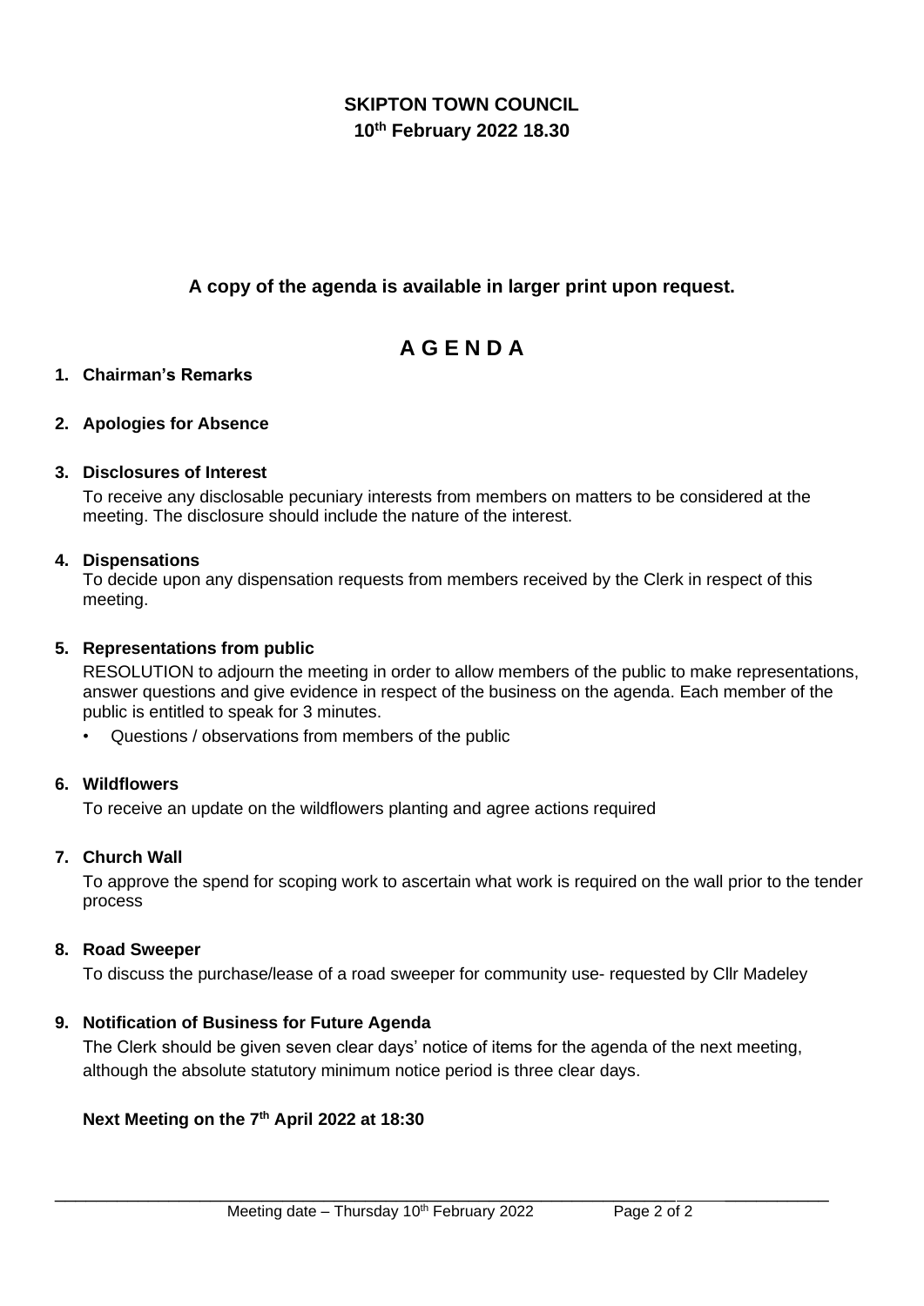**SKIPTON TOWN COUNCIL**
**10th February 2022 18.30**

**A copy of the agenda is available in larger print upon request.**

# A G E N D A

1. **Chairman's Remarks**

2. **Apologies for Absence**

3. **Disclosures of Interest**

   To receive any disclosable pecuniary interests from members on matters to be considered at the meeting. The disclosure should include the nature of the interest.

4. **Dispensations**

   To decide upon any dispensation requests from members received by the Clerk in respect of this meeting.

5. **Representations from public**

   RESOLUTION to adjourn the meeting in order to allow members of the public to make representations, answer questions and give evidence in respect of the business on the agenda. Each member of the public is entitled to speak for 3 minutes.

   - Questions / observations from members of the public

6. **Wildflowers**

   To receive an update on the wildflowers planting and agree actions required

7. **Church Wall**

   To approve the spend for scoping work to ascertain what work is required on the wall prior to the tender process

8. **Road Sweeper**

   To discuss the purchase/lease of a road sweeper for community use- requested by Cllr Madeley

9. **Notification of Business for Future Agenda**

   The Clerk should be given seven clear days' notice of items for the agenda of the next meeting, although the absolute statutory minimum notice period is three clear days.

**Next Meeting on the 7th April 2022 at 18:30**

Meeting date – Thursday 10th February 2022